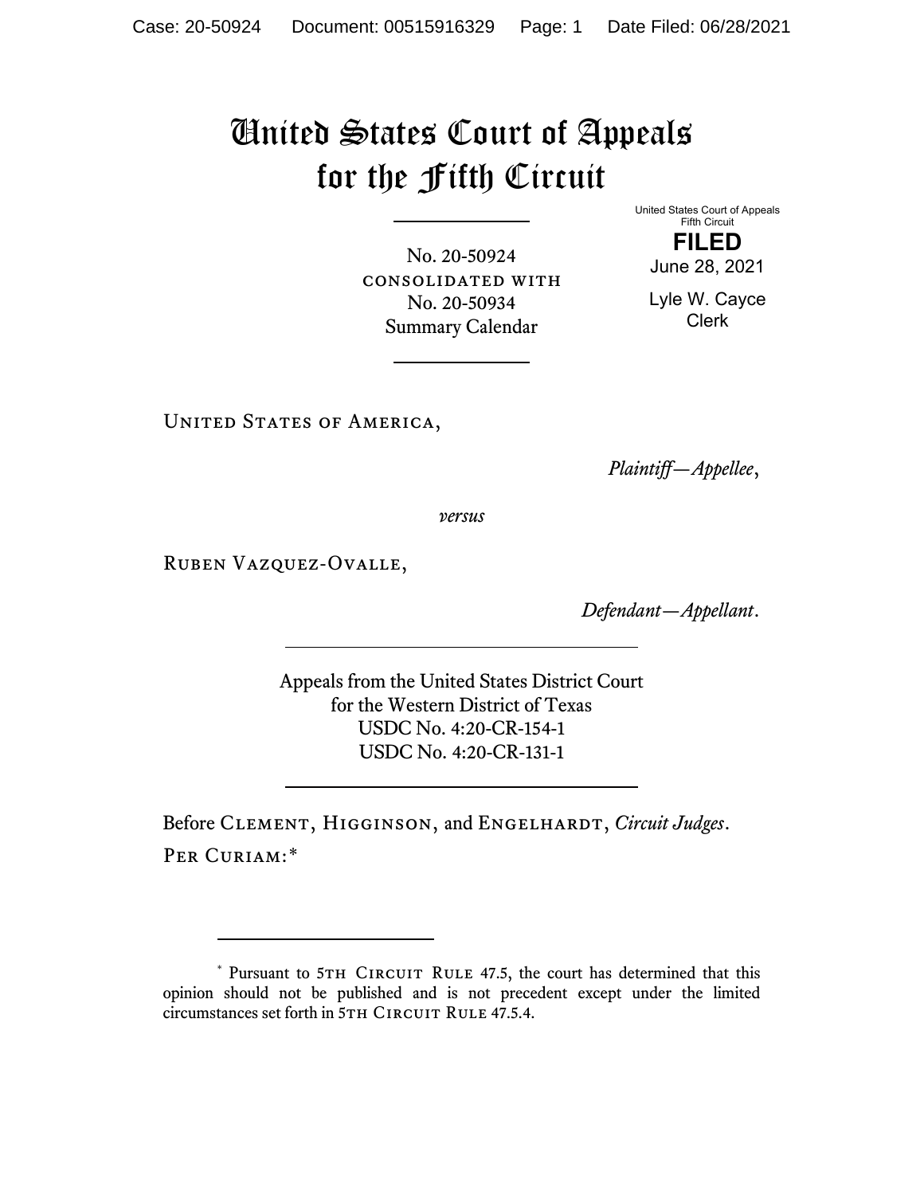# United States Court of Appeals for the Fifth Circuit

No. 20-50924
CONSOLIDATED WITH
No. 20-50934
Summary Calendar

United States Court of Appeals
Fifth Circuit

**FILED**

June 28, 2021

Lyle W. Cayce
Clerk

UNITED STATES OF AMERICA,

*Plaintiff—Appellee*,

*versus*

RUBEN VAZQUEZ-OVALLE,

*Defendant—Appellant*.

Appeals from the United States District Court
for the Western District of Texas
USDC No. 4:20-CR-154-1
USDC No. 4:20-CR-131-1

Before CLEMENT, HIGGINSON, and ENGELHARDT, *Circuit Judges*.

PER CURIAM:*

---

\* Pursuant to 5TH CIRCUIT RULE 47.5, the court has determined that this opinion should not be published and is not precedent except under the limited circumstances set forth in 5TH CIRCUIT RULE 47.5.4.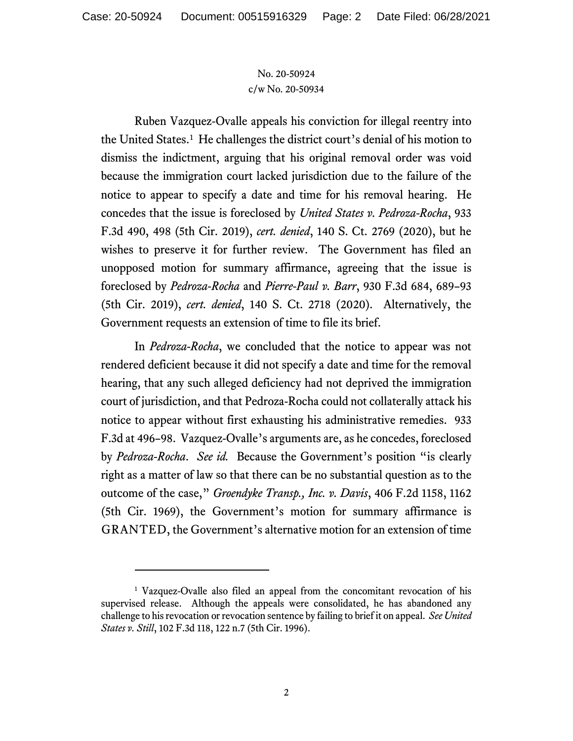No. 20-50924
c/w No. 20-50934

Ruben Vazquez-Ovalle appeals his conviction for illegal reentry into the United States.[1] He challenges the district court's denial of his motion to dismiss the indictment, arguing that his original removal order was void because the immigration court lacked jurisdiction due to the failure of the notice to appear to specify a date and time for his removal hearing. He concedes that the issue is foreclosed by *United States v. Pedroza-Rocha*, 933 F.3d 490, 498 (5th Cir. 2019), *cert. denied*, 140 S. Ct. 2769 (2020), but he wishes to preserve it for further review. The Government has filed an unopposed motion for summary affirmance, agreeing that the issue is foreclosed by *Pedroza-Rocha* and *Pierre-Paul v. Barr*, 930 F.3d 684, 689–93 (5th Cir. 2019), *cert. denied*, 140 S. Ct. 2718 (2020). Alternatively, the Government requests an extension of time to file its brief.

In *Pedroza-Rocha*, we concluded that the notice to appear was not rendered deficient because it did not specify a date and time for the removal hearing, that any such alleged deficiency had not deprived the immigration court of jurisdiction, and that Pedroza-Rocha could not collaterally attack his notice to appear without first exhausting his administrative remedies. 933 F.3d at 496–98. Vazquez-Ovalle's arguments are, as he concedes, foreclosed by *Pedroza-Rocha*. *See id.* Because the Government's position "is clearly right as a matter of law so that there can be no substantial question as to the outcome of the case," *Groendyke Transp., Inc. v. Davis*, 406 F.2d 1158, 1162 (5th Cir. 1969), the Government's motion for summary affirmance is GRANTED, the Government's alternative motion for an extension of time

---

[1] Vazquez-Ovalle also filed an appeal from the concomitant revocation of his supervised release. Although the appeals were consolidated, he has abandoned any challenge to his revocation or revocation sentence by failing to brief it on appeal. *See United States v. Still*, 102 F.3d 118, 122 n.7 (5th Cir. 1996).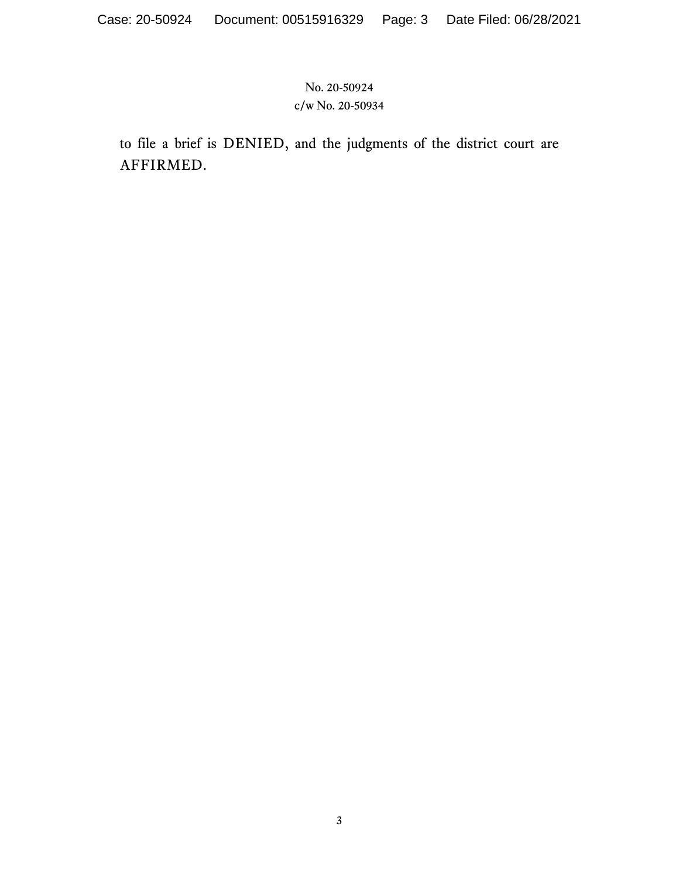to file a brief is DENIED, and the judgments of the district court are AFFIRMED.